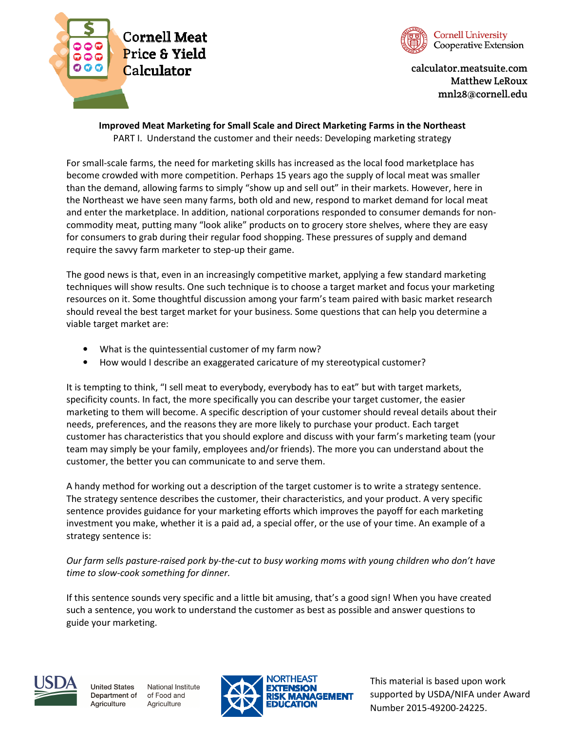Cornell Meat Price & Yield Calculator

Cornell University Cooperative Extension

calculator.meatsuite.com
Matthew LeRoux
mnl28@cornell.edu

**Improved Meat Marketing for Small Scale and Direct Marketing Farms in the Northeast**

PART I. Understand the customer and their needs: Developing marketing strategy

For small-scale farms, the need for marketing skills has increased as the local food marketplace has become crowded with more competition. Perhaps 15 years ago the supply of local meat was smaller than the demand, allowing farms to simply "show up and sell out" in their markets. However, here in the Northeast we have seen many farms, both old and new, respond to market demand for local meat and enter the marketplace. In addition, national corporations responded to consumer demands for non-commodity meat, putting many "look alike" products on to grocery store shelves, where they are easy for consumers to grab during their regular food shopping. These pressures of supply and demand require the savvy farm marketer to step-up their game.

The good news is that, even in an increasingly competitive market, applying a few standard marketing techniques will show results. One such technique is to choose a target market and focus your marketing resources on it. Some thoughtful discussion among your farm's team paired with basic market research should reveal the best target market for your business. Some questions that can help you determine a viable target market are:

- What is the quintessential customer of my farm now?
- How would I describe an exaggerated caricature of my stereotypical customer?

It is tempting to think, "I sell meat to everybody, everybody has to eat" but with target markets, specificity counts. In fact, the more specifically you can describe your target customer, the easier marketing to them will become. A specific description of your customer should reveal details about their needs, preferences, and the reasons they are more likely to purchase your product. Each target customer has characteristics that you should explore and discuss with your farm's marketing team (your team may simply be your family, employees and/or friends). The more you can understand about the customer, the better you can communicate to and serve them.

A handy method for working out a description of the target customer is to write a strategy sentence. The strategy sentence describes the customer, their characteristics, and your product. A very specific sentence provides guidance for your marketing efforts which improves the payoff for each marketing investment you make, whether it is a paid ad, a special offer, or the use of your time. An example of a strategy sentence is:

*Our farm sells pasture-raised pork by-the-cut to busy working moms with young children who don't have time to slow-cook something for dinner.*

If this sentence sounds very specific and a little bit amusing, that's a good sign! When you have created such a sentence, you work to understand the customer as best as possible and answer questions to guide your marketing.

United States Department of Agriculture — National Institute of Food and Agriculture

Northeast Extension Risk Management Education

This material is based upon work supported by USDA/NIFA under Award Number 2015-49200-24225.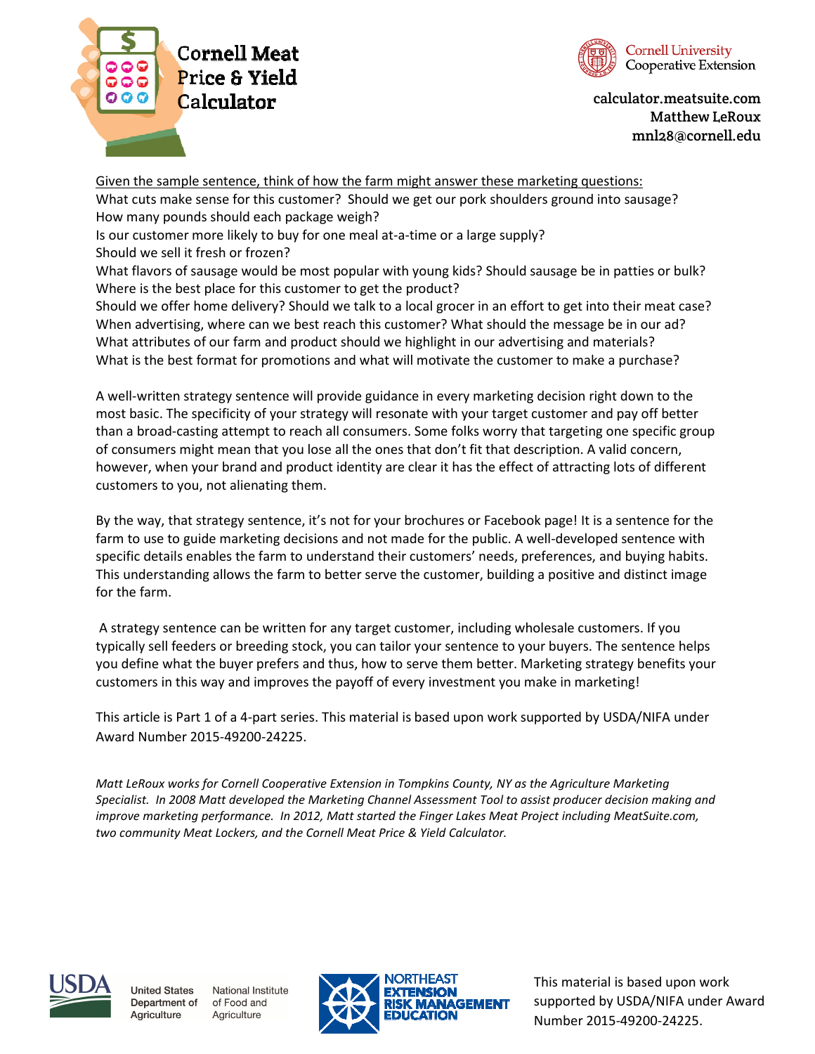Cornell Meat Price & Yield Calculator

Cornell University Cooperative Extension

calculator.meatsuite.com
Matthew LeRoux
mnl28@cornell.edu

Given the sample sentence, think of how the farm might answer these marketing questions:
What cuts make sense for this customer? Should we get our pork shoulders ground into sausage?
How many pounds should each package weigh?
Is our customer more likely to buy for one meal at-a-time or a large supply?
Should we sell it fresh or frozen?
What flavors of sausage would be most popular with young kids? Should sausage be in patties or bulk?
Where is the best place for this customer to get the product?
Should we offer home delivery? Should we talk to a local grocer in an effort to get into their meat case?
When advertising, where can we best reach this customer? What should the message be in our ad?
What attributes of our farm and product should we highlight in our advertising and materials?
What is the best format for promotions and what will motivate the customer to make a purchase?

A well-written strategy sentence will provide guidance in every marketing decision right down to the most basic. The specificity of your strategy will resonate with your target customer and pay off better than a broad-casting attempt to reach all consumers. Some folks worry that targeting one specific group of consumers might mean that you lose all the ones that don't fit that description. A valid concern, however, when your brand and product identity are clear it has the effect of attracting lots of different customers to you, not alienating them.

By the way, that strategy sentence, it's not for your brochures or Facebook page! It is a sentence for the farm to use to guide marketing decisions and not made for the public. A well-developed sentence with specific details enables the farm to understand their customers' needs, preferences, and buying habits. This understanding allows the farm to better serve the customer, building a positive and distinct image for the farm.

A strategy sentence can be written for any target customer, including wholesale customers. If you typically sell feeders or breeding stock, you can tailor your sentence to your buyers. The sentence helps you define what the buyer prefers and thus, how to serve them better. Marketing strategy benefits your customers in this way and improves the payoff of every investment you make in marketing!

This article is Part 1 of a 4-part series. This material is based upon work supported by USDA/NIFA under Award Number 2015-49200-24225.

*Matt LeRoux works for Cornell Cooperative Extension in Tompkins County, NY as the Agriculture Marketing Specialist. In 2008 Matt developed the Marketing Channel Assessment Tool to assist producer decision making and improve marketing performance. In 2012, Matt started the Finger Lakes Meat Project including MeatSuite.com, two community Meat Lockers, and the Cornell Meat Price & Yield Calculator.*

USDA United States Department of Agriculture | National Institute of Food and Agriculture

Northeast Extension Risk Management Education

This material is based upon work supported by USDA/NIFA under Award Number 2015-49200-24225.